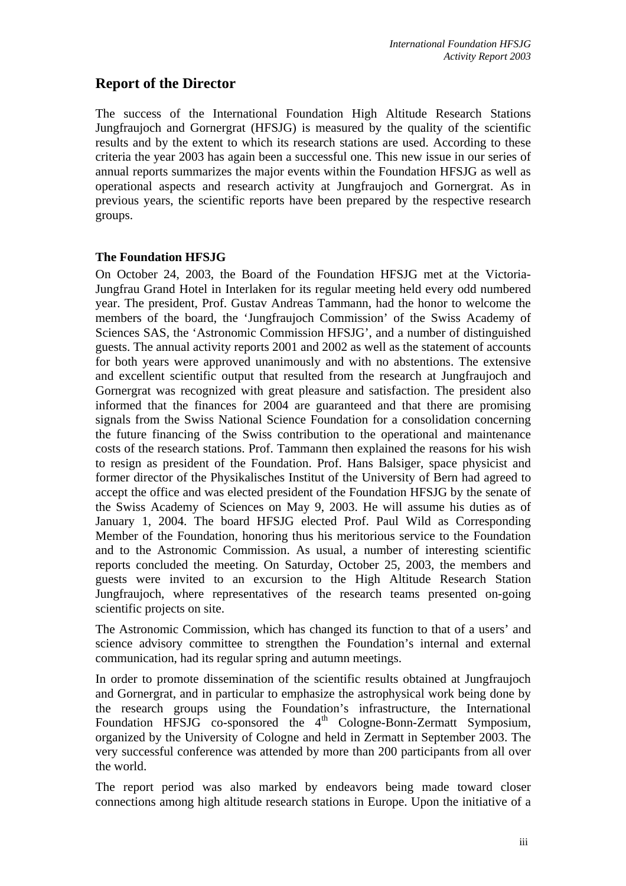# Report of the Director

The success of the International Foundation High Altitude Research Stations Jungfraujoch and Gornergrat (HFSJG) is measured by the quality of the scientific results and by the extent to which its research stations are used. According to these criteria the year 2003 has again been a successful one. This new issue in our series of annual reports summarizes the major events within the Foundation HFSJG as well as operational aspects and research activity at Jungfraujoch and Gornergrat. As in previous years, the scientific reports have been prepared by the respective research groups.

### The Foundation HFSJG

On October 24, 2003, the Board of the Foundation HFSJG met at the Victoria-Jungfrau Grand Hotel in Interlaken for its regular meeting held every odd numbered year. The president, Prof. Gustav Andreas Tammann, had the honor to welcome the members of the board, the 'Jungfraujoch Commission' of the Swiss Academy of Sciences SAS, the 'Astronomic Commission HFSJG', and a number of distinguished guests. The annual activity reports 2001 and 2002 as well as the statement of accounts for both years were approved unanimously and with no abstentions. The extensive and excellent scientific output that resulted from the research at Jungfraujoch and Gornergrat was recognized with great pleasure and satisfaction. The president also informed that the finances for 2004 are guaranteed and that there are promising signals from the Swiss National Science Foundation for a consolidation concerning the future financing of the Swiss contribution to the operational and maintenance costs of the research stations. Prof. Tammann then explained the reasons for his wish to resign as president of the Foundation. Prof. Hans Balsiger, space physicist and former director of the Physikalisches Institut of the University of Bern had agreed to accept the office and was elected president of the Foundation HFSJG by the senate of the Swiss Academy of Sciences on May 9, 2003. He will assume his duties as of January 1, 2004. The board HFSJG elected Prof. Paul Wild as Corresponding Member of the Foundation, honoring thus his meritorious service to the Foundation and to the Astronomic Commission. As usual, a number of interesting scientific reports concluded the meeting. On Saturday, October 25, 2003, the members and guests were invited to an excursion to the High Altitude Research Station Jungfraujoch, where representatives of the research teams presented on-going scientific projects on site.

The Astronomic Commission, which has changed its function to that of a users' and science advisory committee to strengthen the Foundation's internal and external communication, had its regular spring and autumn meetings.

In order to promote dissemination of the scientific results obtained at Jungfraujoch and Gornergrat, and in particular to emphasize the astrophysical work being done by the research groups using the Foundation's infrastructure, the International Foundation HFSJG co-sponsored the 4$^{th}$ Cologne-Bonn-Zermatt Symposium, organized by the University of Cologne and held in Zermatt in September 2003. The very successful conference was attended by more than 200 participants from all over the world.

The report period was also marked by endeavors being made toward closer connections among high altitude research stations in Europe. Upon the initiative of a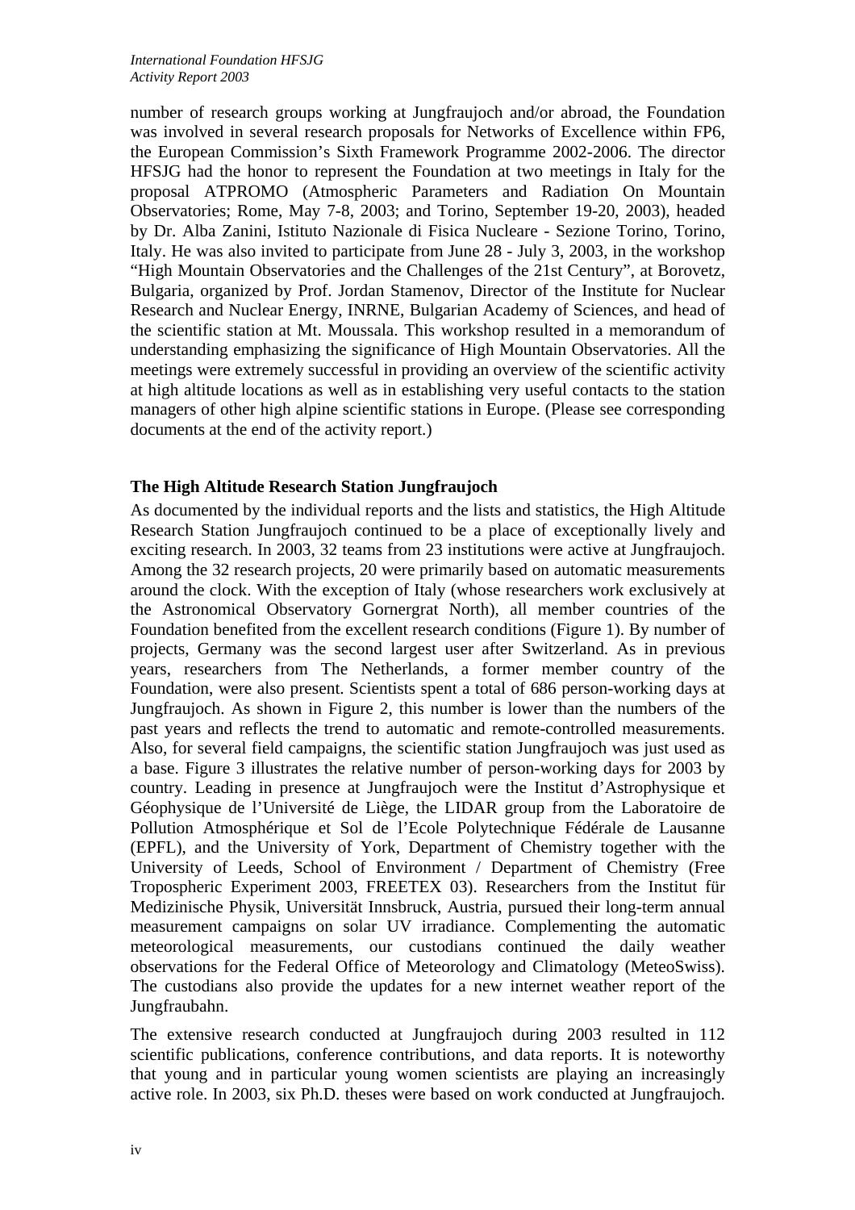number of research groups working at Jungfraujoch and/or abroad, the Foundation was involved in several research proposals for Networks of Excellence within FP6, the European Commission's Sixth Framework Programme 2002-2006. The director HFSJG had the honor to represent the Foundation at two meetings in Italy for the proposal ATPROMO (Atmospheric Parameters and Radiation On Mountain Observatories; Rome, May 7-8, 2003; and Torino, September 19-20, 2003), headed by Dr. Alba Zanini, Istituto Nazionale di Fisica Nucleare - Sezione Torino, Torino, Italy. He was also invited to participate from June 28 - July 3, 2003, in the workshop "High Mountain Observatories and the Challenges of the 21st Century", at Borovetz, Bulgaria, organized by Prof. Jordan Stamenov, Director of the Institute for Nuclear Research and Nuclear Energy, INRNE, Bulgarian Academy of Sciences, and head of the scientific station at Mt. Moussala. This workshop resulted in a memorandum of understanding emphasizing the significance of High Mountain Observatories. All the meetings were extremely successful in providing an overview of the scientific activity at high altitude locations as well as in establishing very useful contacts to the station managers of other high alpine scientific stations in Europe. (Please see corresponding documents at the end of the activity report.)

## The High Altitude Research Station Jungfraujoch

As documented by the individual reports and the lists and statistics, the High Altitude Research Station Jungfraujoch continued to be a place of exceptionally lively and exciting research. In 2003, 32 teams from 23 institutions were active at Jungfraujoch. Among the 32 research projects, 20 were primarily based on automatic measurements around the clock. With the exception of Italy (whose researchers work exclusively at the Astronomical Observatory Gornergrat North), all member countries of the Foundation benefited from the excellent research conditions (Figure 1). By number of projects, Germany was the second largest user after Switzerland. As in previous years, researchers from The Netherlands, a former member country of the Foundation, were also present. Scientists spent a total of 686 person-working days at Jungfraujoch. As shown in Figure 2, this number is lower than the numbers of the past years and reflects the trend to automatic and remote-controlled measurements. Also, for several field campaigns, the scientific station Jungfraujoch was just used as a base. Figure 3 illustrates the relative number of person-working days for 2003 by country. Leading in presence at Jungfraujoch were the Institut d'Astrophysique et Géophysique de l'Université de Liège, the LIDAR group from the Laboratoire de Pollution Atmosphérique et Sol de l'Ecole Polytechnique Fédérale de Lausanne (EPFL), and the University of York, Department of Chemistry together with the University of Leeds, School of Environment / Department of Chemistry (Free Tropospheric Experiment 2003, FREETEX 03). Researchers from the Institut für Medizinische Physik, Universität Innsbruck, Austria, pursued their long-term annual measurement campaigns on solar UV irradiance. Complementing the automatic meteorological measurements, our custodians continued the daily weather observations for the Federal Office of Meteorology and Climatology (MeteoSwiss). The custodians also provide the updates for a new internet weather report of the Jungfraubahn.

The extensive research conducted at Jungfraujoch during 2003 resulted in 112 scientific publications, conference contributions, and data reports. It is noteworthy that young and in particular young women scientists are playing an increasingly active role. In 2003, six Ph.D. theses were based on work conducted at Jungfraujoch.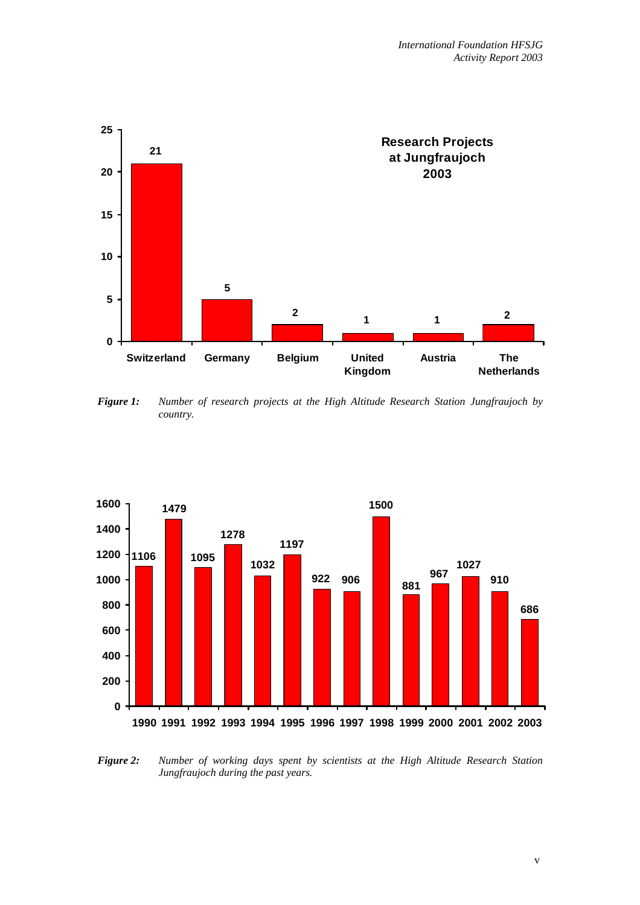**Research Projects at Jungfraujoch 2003**

| Country | Number of projects |
|---|---|
| Switzerland | 21 |
| Germany | 5 |
| Belgium | 2 |
| United Kingdom | 1 |
| Austria | 1 |
| The Netherlands | 2 |

***Figure 1:*** *Number of research projects at the High Altitude Research Station Jungfraujoch by country.*

| Year | Working days |
|---|---|
| 1990 | 1106 |
| 1991 | 1479 |
| 1992 | 1095 |
| 1993 | 1278 |
| 1994 | 1032 |
| 1995 | 1197 |
| 1996 | 922 |
| 1997 | 906 |
| 1998 | 1500 |
| 1999 | 881 |
| 2000 | 967 |
| 2001 | 1027 |
| 2002 | 910 |
| 2003 | 686 |

***Figure 2:*** *Number of working days spent by scientists at the High Altitude Research Station Jungfraujoch during the past years.*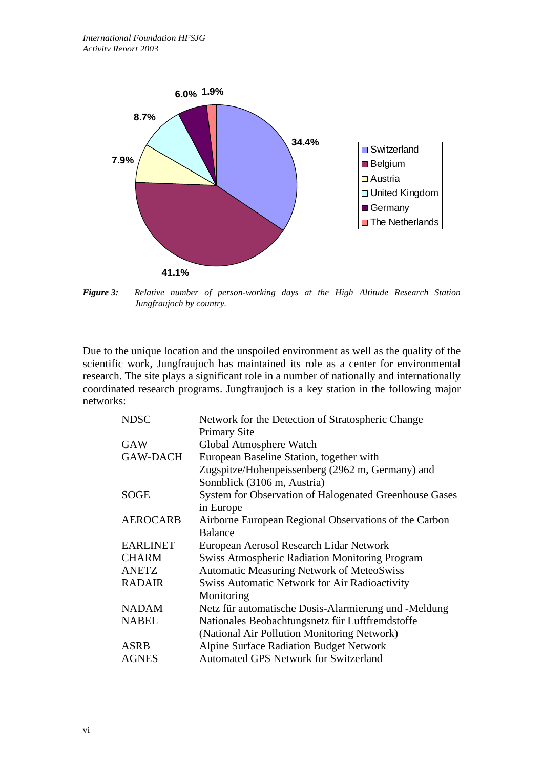*Figure 3: Relative number of person-working days at the High Altitude Research Station Jungfraujoch by country.*

Due to the unique location and the unspoiled environment as well as the quality of the scientific work, Jungfraujoch has maintained its role as a center for environmental research. The site plays a significant role in a number of nationally and internationally coordinated research programs. Jungfraujoch is a key station in the following major networks:

| | |
|---|---|
| NDSC | Network for the Detection of Stratospheric Change Primary Site |
| GAW | Global Atmosphere Watch |
| GAW-DACH | European Baseline Station, together with Zugspitze/Hohenpeissenberg (2962 m, Germany) and Sonnblick (3106 m, Austria) |
| SOGE | System for Observation of Halogenated Greenhouse Gases in Europe |
| AEROCARB | Airborne European Regional Observations of the Carbon Balance |
| EARLINET | European Aerosol Research Lidar Network |
| CHARM | Swiss Atmospheric Radiation Monitoring Program |
| ANETZ | Automatic Measuring Network of MeteoSwiss |
| RADAIR | Swiss Automatic Network for Air Radioactivity Monitoring |
| NADAM | Netz für automatische Dosis-Alarmierung und -Meldung |
| NABEL | Nationales Beobachtungsnetz für Luftfremdstoffe (National Air Pollution Monitoring Network) |
| ASRB | Alpine Surface Radiation Budget Network |
| AGNES | Automated GPS Network for Switzerland |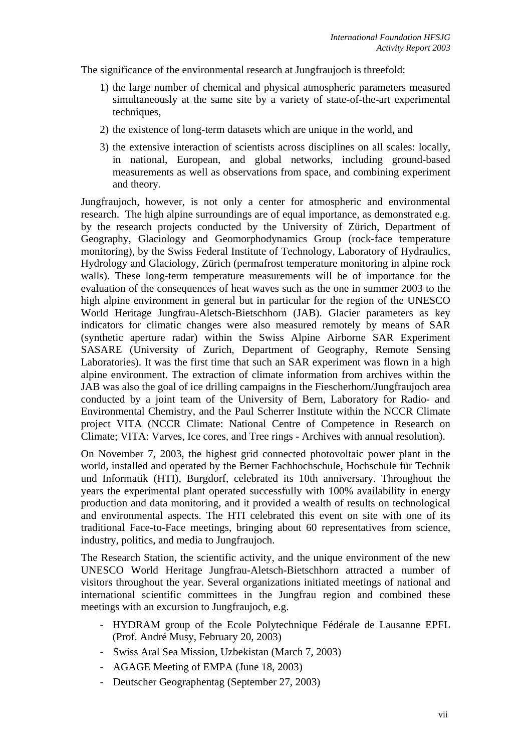The significance of the environmental research at Jungfraujoch is threefold:

1) the large number of chemical and physical atmospheric parameters measured simultaneously at the same site by a variety of state-of-the-art experimental techniques,
2) the existence of long-term datasets which are unique in the world, and
3) the extensive interaction of scientists across disciplines on all scales: locally, in national, European, and global networks, including ground-based measurements as well as observations from space, and combining experiment and theory.

Jungfraujoch, however, is not only a center for atmospheric and environmental research. The high alpine surroundings are of equal importance, as demonstrated e.g. by the research projects conducted by the University of Zürich, Department of Geography, Glaciology and Geomorphodynamics Group (rock-face temperature monitoring), by the Swiss Federal Institute of Technology, Laboratory of Hydraulics, Hydrology and Glaciology, Zürich (permafrost temperature monitoring in alpine rock walls). These long-term temperature measurements will be of importance for the evaluation of the consequences of heat waves such as the one in summer 2003 to the high alpine environment in general but in particular for the region of the UNESCO World Heritage Jungfrau-Aletsch-Bietschhorn (JAB). Glacier parameters as key indicators for climatic changes were also measured remotely by means of SAR (synthetic aperture radar) within the Swiss Alpine Airborne SAR Experiment SASARE (University of Zurich, Department of Geography, Remote Sensing Laboratories). It was the first time that such an SAR experiment was flown in a high alpine environment. The extraction of climate information from archives within the JAB was also the goal of ice drilling campaigns in the Fiescherhorn/Jungfraujoch area conducted by a joint team of the University of Bern, Laboratory for Radio- and Environmental Chemistry, and the Paul Scherrer Institute within the NCCR Climate project VITA (NCCR Climate: National Centre of Competence in Research on Climate; VITA: Varves, Ice cores, and Tree rings - Archives with annual resolution).

On November 7, 2003, the highest grid connected photovoltaic power plant in the world, installed and operated by the Berner Fachhochschule, Hochschule für Technik und Informatik (HTI), Burgdorf, celebrated its 10th anniversary. Throughout the years the experimental plant operated successfully with 100% availability in energy production and data monitoring, and it provided a wealth of results on technological and environmental aspects. The HTI celebrated this event on site with one of its traditional Face-to-Face meetings, bringing about 60 representatives from science, industry, politics, and media to Jungfraujoch.

The Research Station, the scientific activity, and the unique environment of the new UNESCO World Heritage Jungfrau-Aletsch-Bietschhorn attracted a number of visitors throughout the year. Several organizations initiated meetings of national and international scientific committees in the Jungfrau region and combined these meetings with an excursion to Jungfraujoch, e.g.

- HYDRAM group of the Ecole Polytechnique Fédérale de Lausanne EPFL (Prof. André Musy, February 20, 2003)
- Swiss Aral Sea Mission, Uzbekistan (March 7, 2003)
- AGAGE Meeting of EMPA (June 18, 2003)
- Deutscher Geographentag (September 27, 2003)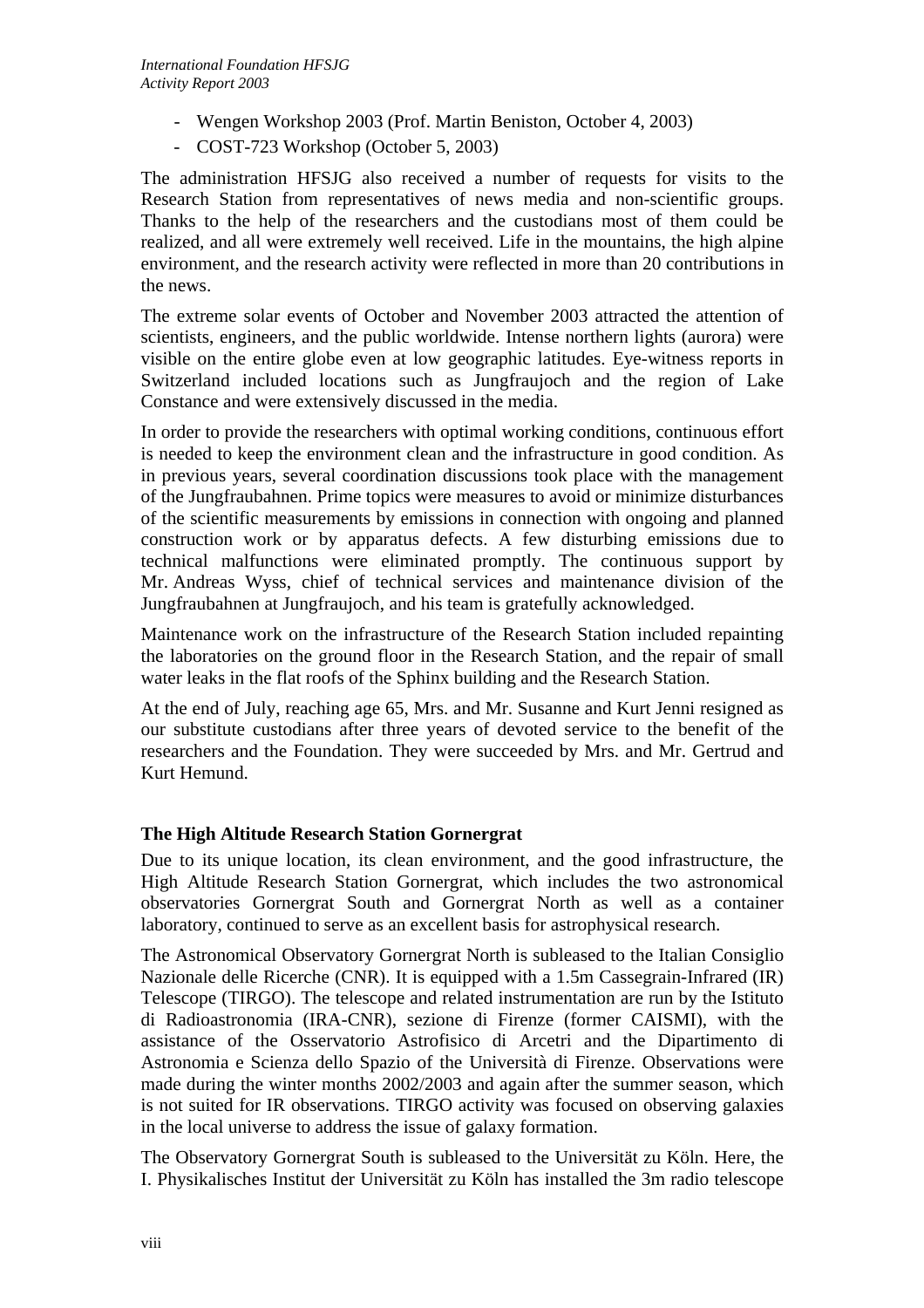- Wengen Workshop 2003 (Prof. Martin Beniston, October 4, 2003)
- COST-723 Workshop (October 5, 2003)

The administration HFSJG also received a number of requests for visits to the Research Station from representatives of news media and non-scientific groups. Thanks to the help of the researchers and the custodians most of them could be realized, and all were extremely well received. Life in the mountains, the high alpine environment, and the research activity were reflected in more than 20 contributions in the news.

The extreme solar events of October and November 2003 attracted the attention of scientists, engineers, and the public worldwide. Intense northern lights (aurora) were visible on the entire globe even at low geographic latitudes. Eye-witness reports in Switzerland included locations such as Jungfraujoch and the region of Lake Constance and were extensively discussed in the media.

In order to provide the researchers with optimal working conditions, continuous effort is needed to keep the environment clean and the infrastructure in good condition. As in previous years, several coordination discussions took place with the management of the Jungfraubahnen. Prime topics were measures to avoid or minimize disturbances of the scientific measurements by emissions in connection with ongoing and planned construction work or by apparatus defects. A few disturbing emissions due to technical malfunctions were eliminated promptly. The continuous support by Mr. Andreas Wyss, chief of technical services and maintenance division of the Jungfraubahnen at Jungfraujoch, and his team is gratefully acknowledged.

Maintenance work on the infrastructure of the Research Station included repainting the laboratories on the ground floor in the Research Station, and the repair of small water leaks in the flat roofs of the Sphinx building and the Research Station.

At the end of July, reaching age 65, Mrs. and Mr. Susanne and Kurt Jenni resigned as our substitute custodians after three years of devoted service to the benefit of the researchers and the Foundation. They were succeeded by Mrs. and Mr. Gertrud and Kurt Hemund.

**The High Altitude Research Station Gornergrat**

Due to its unique location, its clean environment, and the good infrastructure, the High Altitude Research Station Gornergrat, which includes the two astronomical observatories Gornergrat South and Gornergrat North as well as a container laboratory, continued to serve as an excellent basis for astrophysical research.

The Astronomical Observatory Gornergrat North is subleased to the Italian Consiglio Nazionale delle Ricerche (CNR). It is equipped with a 1.5m Cassegrain-Infrared (IR) Telescope (TIRGO). The telescope and related instrumentation are run by the Istituto di Radioastronomia (IRA-CNR), sezione di Firenze (former CAISMI), with the assistance of the Osservatorio Astrofisico di Arcetri and the Dipartimento di Astronomia e Scienza dello Spazio of the Università di Firenze. Observations were made during the winter months 2002/2003 and again after the summer season, which is not suited for IR observations. TIRGO activity was focused on observing galaxies in the local universe to address the issue of galaxy formation.

The Observatory Gornergrat South is subleased to the Universität zu Köln. Here, the I. Physikalisches Institut der Universität zu Köln has installed the 3m radio telescope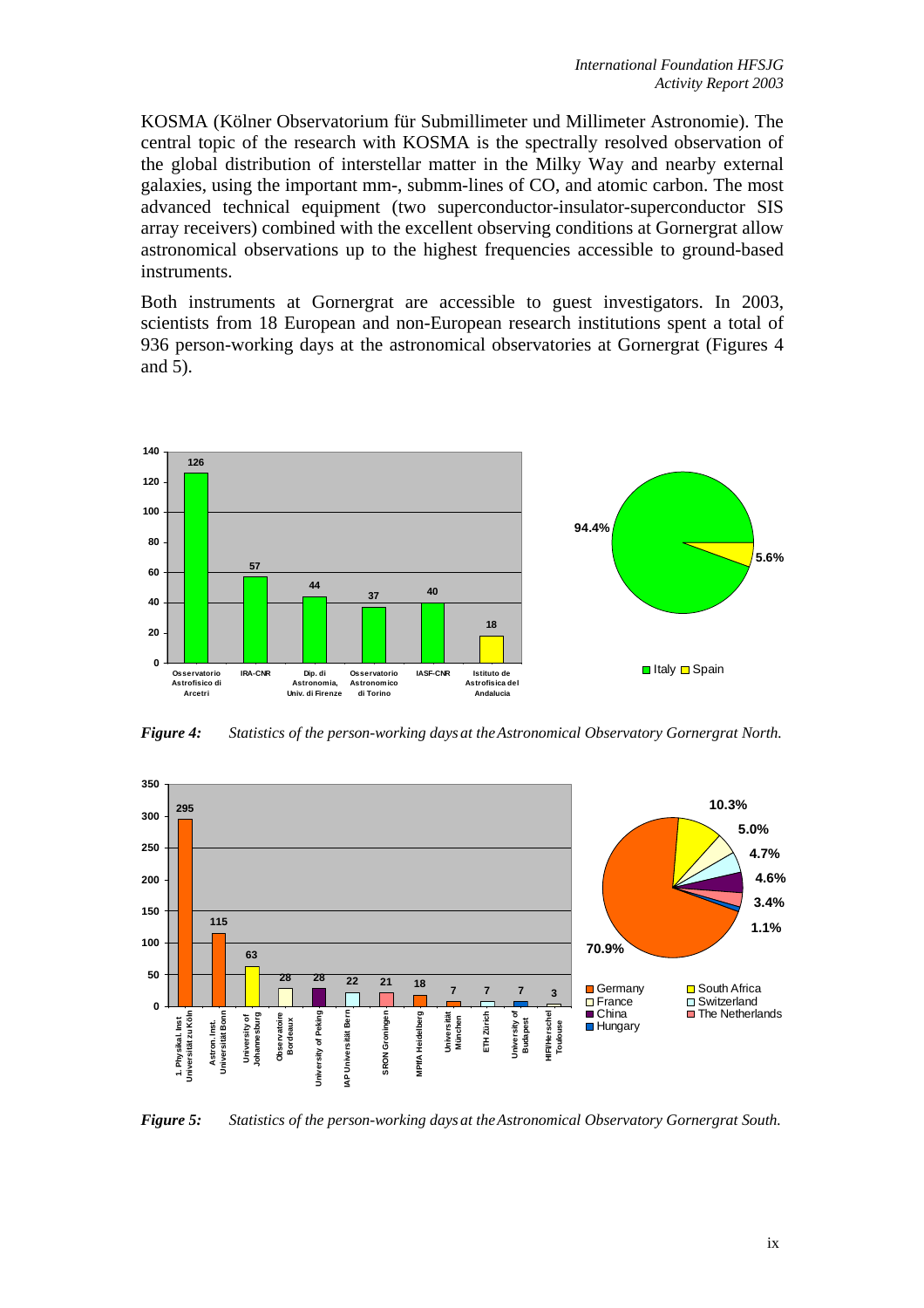KOSMA (Kölner Observatorium für Submillimeter und Millimeter Astronomie). The central topic of the research with KOSMA is the spectrally resolved observation of the global distribution of interstellar matter in the Milky Way and nearby external galaxies, using the important mm-, submm-lines of CO, and atomic carbon. The most advanced technical equipment (two superconductor-insulator-superconductor SIS array receivers) combined with the excellent observing conditions at Gornergrat allow astronomical observations up to the highest frequencies accessible to ground-based instruments.

Both instruments at Gornergrat are accessible to guest investigators. In 2003, scientists from 18 European and non-European research institutions spent a total of 936 person-working days at the astronomical observatories at Gornergrat (Figures 4 and 5).

| Institution | Person-working days |
| --- | --- |
| Osservatorio Astrofisico di Arcetri | 126 |
| IRA-CNR | 57 |
| Dip. di Astronomia, Univ. di Firenze | 44 |
| Osservatorio Astronomico di Torino | 37 |
| IASF-CNR | 40 |
| Istituto de Astrofisica del Andalucia | 18 |

| Country | Share |
| --- | --- |
| Italy | 94.4% |
| Spain | 5.6% |

*Figure 4:* *Statistics of the person-working days at the Astronomical Observatory Gornergrat North.*

| Institution | Person-working days |
| --- | --- |
| 1. Physikal. Inst Universität zu Köln | 295 |
| Astron. Inst. Universität Bonn | 115 |
| University of Johannesburg | 63 |
| Observatoire Bordeaux | 28 |
| University of Peking | 28 |
| IAP Universität Bern | 22 |
| SRON Groningen | 21 |
| MPIfA Heidelberg | 18 |
| Universität München | 7 |
| ETH Zürich | 7 |
| University of Budapest | 7 |
| HIFI/Herschel Toulouse | 3 |

| Country | Share |
| --- | --- |
| Germany | 70.9% |
| South Africa | 10.3% |
| France | 5.0% |
| Switzerland | 4.7% |
| China | 4.6% |
| The Netherlands | 3.4% |
| Hungary | 1.1% |

*Figure 5:* *Statistics of the person-working days at the Astronomical Observatory Gornergrat South.*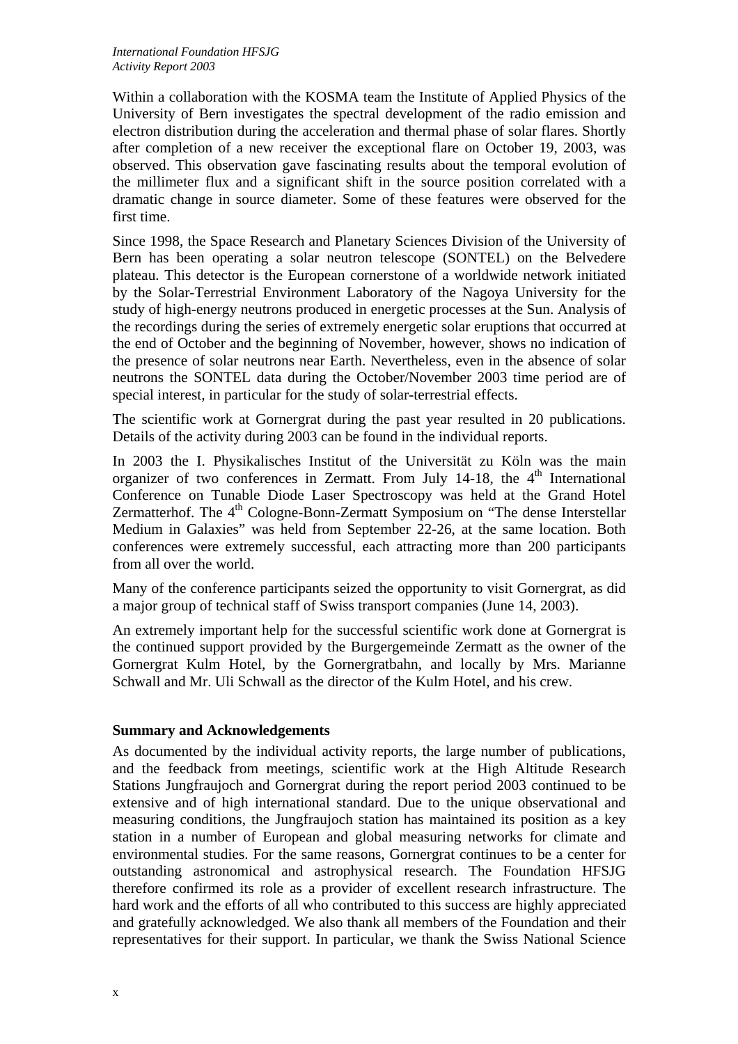Within a collaboration with the KOSMA team the Institute of Applied Physics of the University of Bern investigates the spectral development of the radio emission and electron distribution during the acceleration and thermal phase of solar flares. Shortly after completion of a new receiver the exceptional flare on October 19, 2003, was observed. This observation gave fascinating results about the temporal evolution of the millimeter flux and a significant shift in the source position correlated with a dramatic change in source diameter. Some of these features were observed for the first time.

Since 1998, the Space Research and Planetary Sciences Division of the University of Bern has been operating a solar neutron telescope (SONTEL) on the Belvedere plateau. This detector is the European cornerstone of a worldwide network initiated by the Solar-Terrestrial Environment Laboratory of the Nagoya University for the study of high-energy neutrons produced in energetic processes at the Sun. Analysis of the recordings during the series of extremely energetic solar eruptions that occurred at the end of October and the beginning of November, however, shows no indication of the presence of solar neutrons near Earth. Nevertheless, even in the absence of solar neutrons the SONTEL data during the October/November 2003 time period are of special interest, in particular for the study of solar-terrestrial effects.

The scientific work at Gornergrat during the past year resulted in 20 publications. Details of the activity during 2003 can be found in the individual reports.

In 2003 the I. Physikalisches Institut of the Universität zu Köln was the main organizer of two conferences in Zermatt. From July 14-18, the 4th International Conference on Tunable Diode Laser Spectroscopy was held at the Grand Hotel Zermatterhof. The 4th Cologne-Bonn-Zermatt Symposium on "The dense Interstellar Medium in Galaxies" was held from September 22-26, at the same location. Both conferences were extremely successful, each attracting more than 200 participants from all over the world.

Many of the conference participants seized the opportunity to visit Gornergrat, as did a major group of technical staff of Swiss transport companies (June 14, 2003).

An extremely important help for the successful scientific work done at Gornergrat is the continued support provided by the Burgergemeinde Zermatt as the owner of the Gornergrat Kulm Hotel, by the Gornergratbahn, and locally by Mrs. Marianne Schwall and Mr. Uli Schwall as the director of the Kulm Hotel, and his crew.

## Summary and Acknowledgements

As documented by the individual activity reports, the large number of publications, and the feedback from meetings, scientific work at the High Altitude Research Stations Jungfraujoch and Gornergrat during the report period 2003 continued to be extensive and of high international standard. Due to the unique observational and measuring conditions, the Jungfraujoch station has maintained its position as a key station in a number of European and global measuring networks for climate and environmental studies. For the same reasons, Gornergrat continues to be a center for outstanding astronomical and astrophysical research. The Foundation HFSJG therefore confirmed its role as a provider of excellent research infrastructure. The hard work and the efforts of all who contributed to this success are highly appreciated and gratefully acknowledged. We also thank all members of the Foundation and their representatives for their support. In particular, we thank the Swiss National Science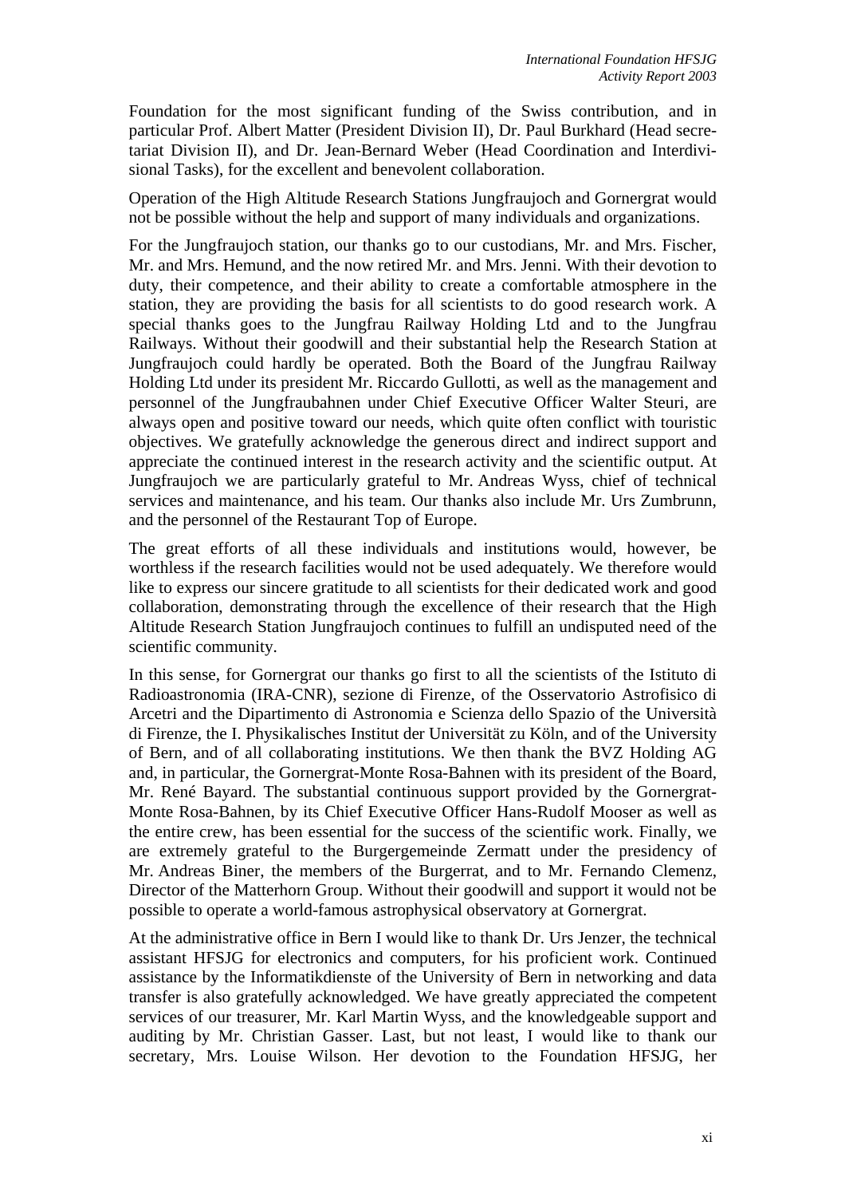Foundation for the most significant funding of the Swiss contribution, and in particular Prof. Albert Matter (President Division II), Dr. Paul Burkhard (Head secretariat Division II), and Dr. Jean-Bernard Weber (Head Coordination and Interdivisional Tasks), for the excellent and benevolent collaboration.

Operation of the High Altitude Research Stations Jungfraujoch and Gornergrat would not be possible without the help and support of many individuals and organizations.

For the Jungfraujoch station, our thanks go to our custodians, Mr. and Mrs. Fischer, Mr. and Mrs. Hemund, and the now retired Mr. and Mrs. Jenni. With their devotion to duty, their competence, and their ability to create a comfortable atmosphere in the station, they are providing the basis for all scientists to do good research work. A special thanks goes to the Jungfrau Railway Holding Ltd and to the Jungfrau Railways. Without their goodwill and their substantial help the Research Station at Jungfraujoch could hardly be operated. Both the Board of the Jungfrau Railway Holding Ltd under its president Mr. Riccardo Gullotti, as well as the management and personnel of the Jungfraubahnen under Chief Executive Officer Walter Steuri, are always open and positive toward our needs, which quite often conflict with touristic objectives. We gratefully acknowledge the generous direct and indirect support and appreciate the continued interest in the research activity and the scientific output. At Jungfraujoch we are particularly grateful to Mr. Andreas Wyss, chief of technical services and maintenance, and his team. Our thanks also include Mr. Urs Zumbrunn, and the personnel of the Restaurant Top of Europe.

The great efforts of all these individuals and institutions would, however, be worthless if the research facilities would not be used adequately. We therefore would like to express our sincere gratitude to all scientists for their dedicated work and good collaboration, demonstrating through the excellence of their research that the High Altitude Research Station Jungfraujoch continues to fulfill an undisputed need of the scientific community.

In this sense, for Gornergrat our thanks go first to all the scientists of the Istituto di Radioastronomia (IRA-CNR), sezione di Firenze, of the Osservatorio Astrofisico di Arcetri and the Dipartimento di Astronomia e Scienza dello Spazio of the Università di Firenze, the I. Physikalisches Institut der Universität zu Köln, and of the University of Bern, and of all collaborating institutions. We then thank the BVZ Holding AG and, in particular, the Gornergrat-Monte Rosa-Bahnen with its president of the Board, Mr. René Bayard. The substantial continuous support provided by the Gornergrat-Monte Rosa-Bahnen, by its Chief Executive Officer Hans-Rudolf Mooser as well as the entire crew, has been essential for the success of the scientific work. Finally, we are extremely grateful to the Burgergemeinde Zermatt under the presidency of Mr. Andreas Biner, the members of the Burgerrat, and to Mr. Fernando Clemenz, Director of the Matterhorn Group. Without their goodwill and support it would not be possible to operate a world-famous astrophysical observatory at Gornergrat.

At the administrative office in Bern I would like to thank Dr. Urs Jenzer, the technical assistant HFSJG for electronics and computers, for his proficient work. Continued assistance by the Informatikdienste of the University of Bern in networking and data transfer is also gratefully acknowledged. We have greatly appreciated the competent services of our treasurer, Mr. Karl Martin Wyss, and the knowledgeable support and auditing by Mr. Christian Gasser. Last, but not least, I would like to thank our secretary, Mrs. Louise Wilson. Her devotion to the Foundation HFSJG, her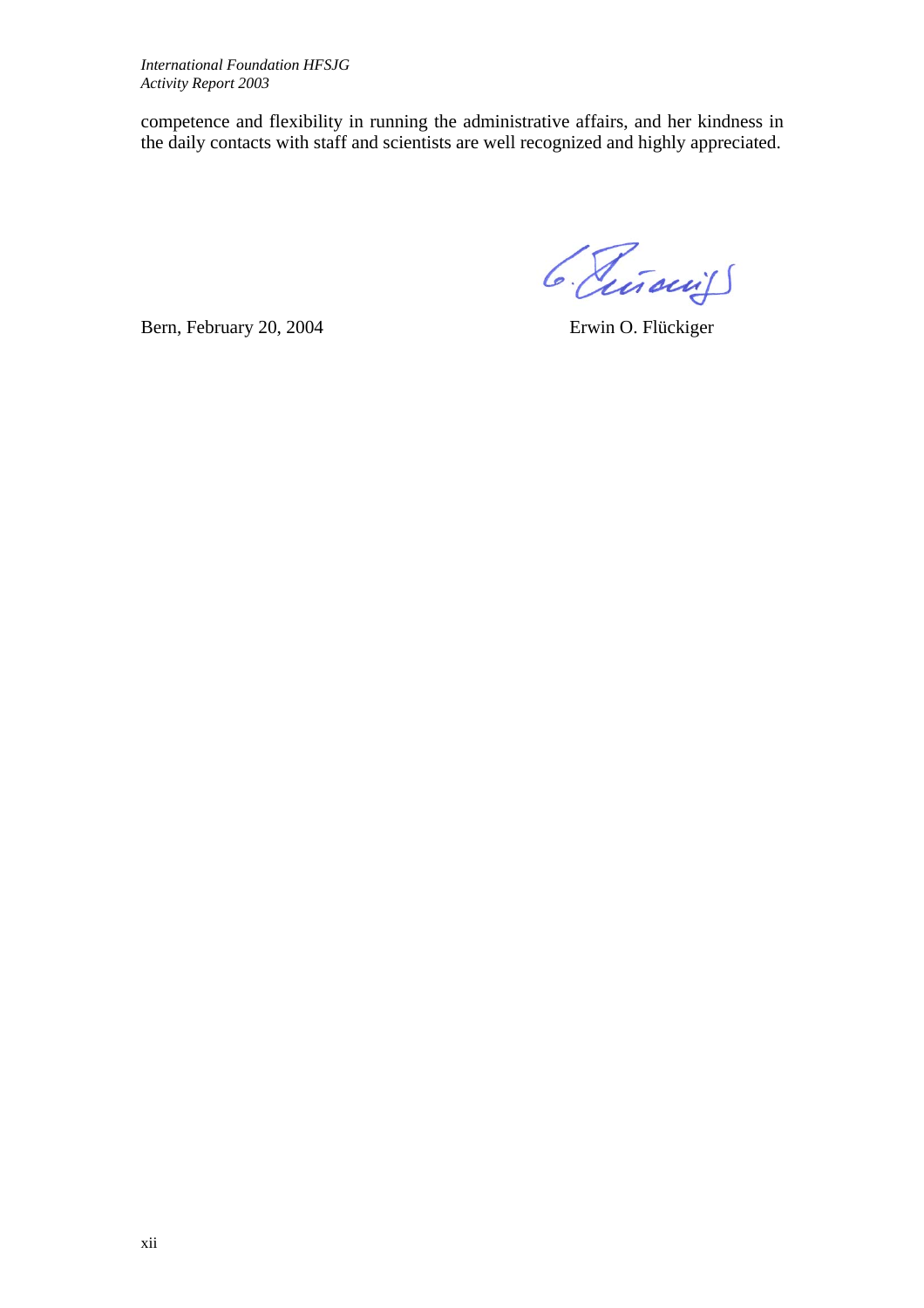competence and flexibility in running the administrative affairs, and her kindness in the daily contacts with staff and scientists are well recognized and highly appreciated.

Bern, February 20, 2004 Erwin O. Flückiger